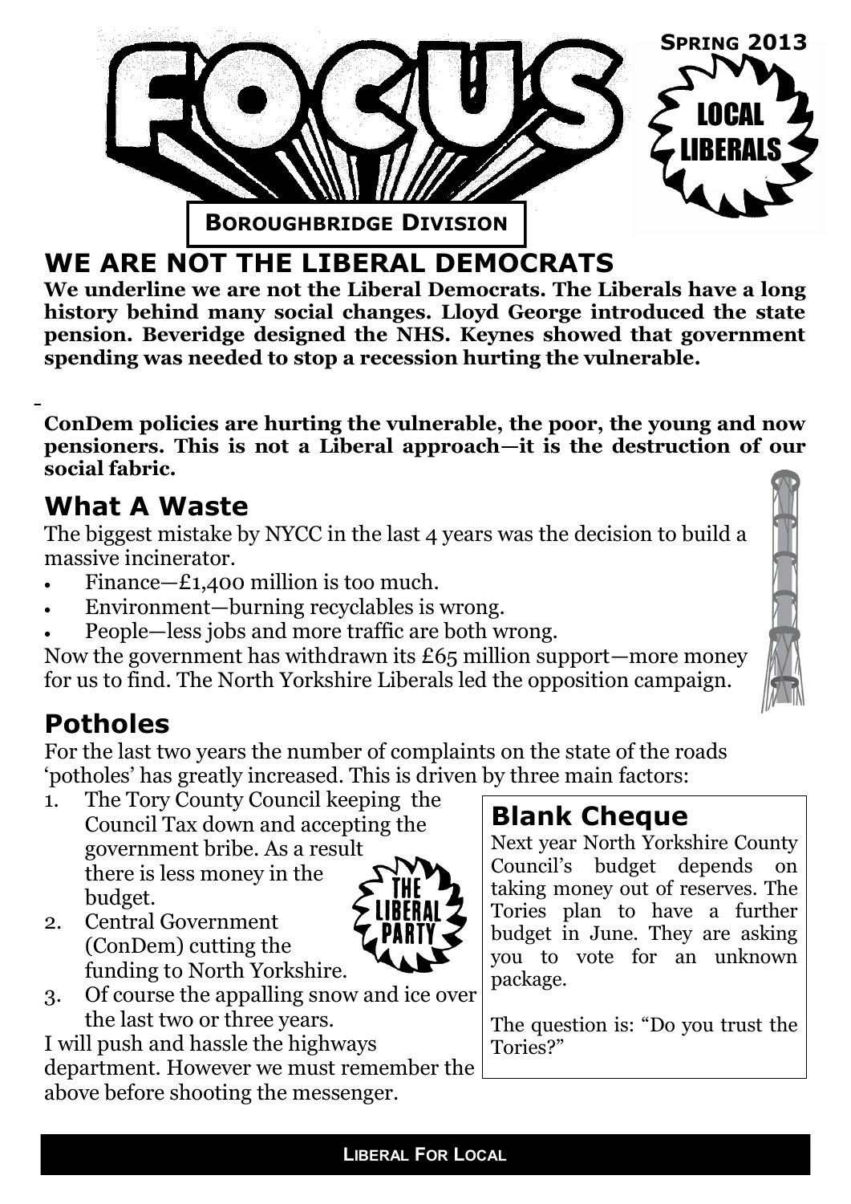# FOCUS

**SPRING 2013**

LOCAL LIBERALS

**BOROUGHBRIDGE DIVISION**

## WE ARE NOT THE LIBERAL DEMOCRATS

**We underline we are not the Liberal Democrats. The Liberals have a long history behind many social changes. Lloyd George introduced the state pension. Beveridge designed the NHS. Keynes showed that government spending was needed to stop a recession hurting the vulnerable.**

**ConDem policies are hurting the vulnerable, the poor, the young and now pensioners. This is not a Liberal approach—it is the destruction of our social fabric.**

## What A Waste

The biggest mistake by NYCC in the last 4 years was the decision to build a massive incinerator.

- Finance—£1,400 million is too much.
- Environment—burning recyclables is wrong.
- People—less jobs and more traffic are both wrong.

Now the government has withdrawn its £65 million support—more money for us to find. The North Yorkshire Liberals led the opposition campaign.

## Potholes

For the last two years the number of complaints on the state of the roads 'potholes' has greatly increased. This is driven by three main factors:

1. The Tory County Council keeping the Council Tax down and accepting the government bribe. As a result there is less money in the budget.
2. Central Government (ConDem) cutting the funding to North Yorkshire.
3. Of course the appalling snow and ice over the last two or three years.

I will push and hassle the highways department. However we must remember the above before shooting the messenger.

THE LIBERAL PARTY

## Blank Cheque

Next year North Yorkshire County Council's budget depends on taking money out of reserves. The Tories plan to have a further budget in June. They are asking you to vote for an unknown package.

The question is: "Do you trust the Tories?"

**LIBERAL FOR LOCAL**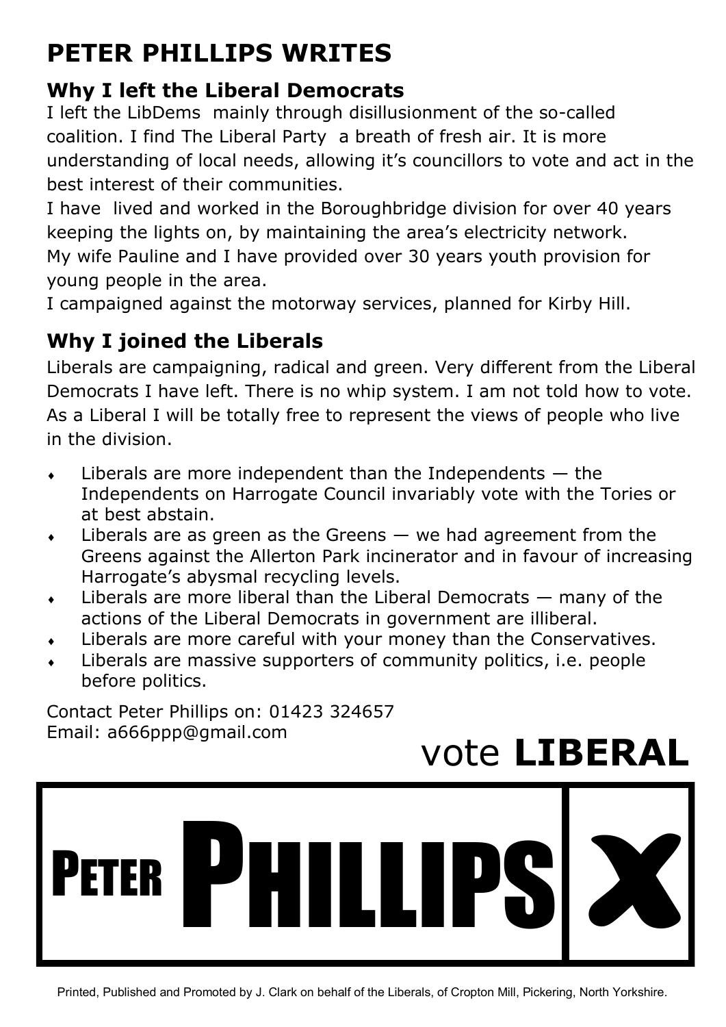# PETER PHILLIPS WRITES

## Why I left the Liberal Democrats

I left the LibDems mainly through disillusionment of the so-called coalition. I find The Liberal Party a breath of fresh air. It is more understanding of local needs, allowing it's councillors to vote and act in the best interest of their communities.

I have lived and worked in the Boroughbridge division for over 40 years keeping the lights on, by maintaining the area's electricity network.

My wife Pauline and I have provided over 30 years youth provision for young people in the area.

I campaigned against the motorway services, planned for Kirby Hill.

## Why I joined the Liberals

Liberals are campaigning, radical and green. Very different from the Liberal Democrats I have left. There is no whip system. I am not told how to vote. As a Liberal I will be totally free to represent the views of people who live in the division.

- Liberals are more independent than the Independents — the Independents on Harrogate Council invariably vote with the Tories or at best abstain.
- Liberals are as green as the Greens — we had agreement from the Greens against the Allerton Park incinerator and in favour of increasing Harrogate's abysmal recycling levels.
- Liberals are more liberal than the Liberal Democrats — many of the actions of the Liberal Democrats in government are illiberal.
- Liberals are more careful with your money than the Conservatives.
- Liberals are massive supporters of community politics, i.e. people before politics.

Contact Peter Phillips on: 01423 324657
Email: a666ppp@gmail.com

vote **LIBERAL**

| | |
|---|---|
| **PETER PHILLIPS** | **X** |

Printed, Published and Promoted by J. Clark on behalf of the Liberals, of Cropton Mill, Pickering, North Yorkshire.